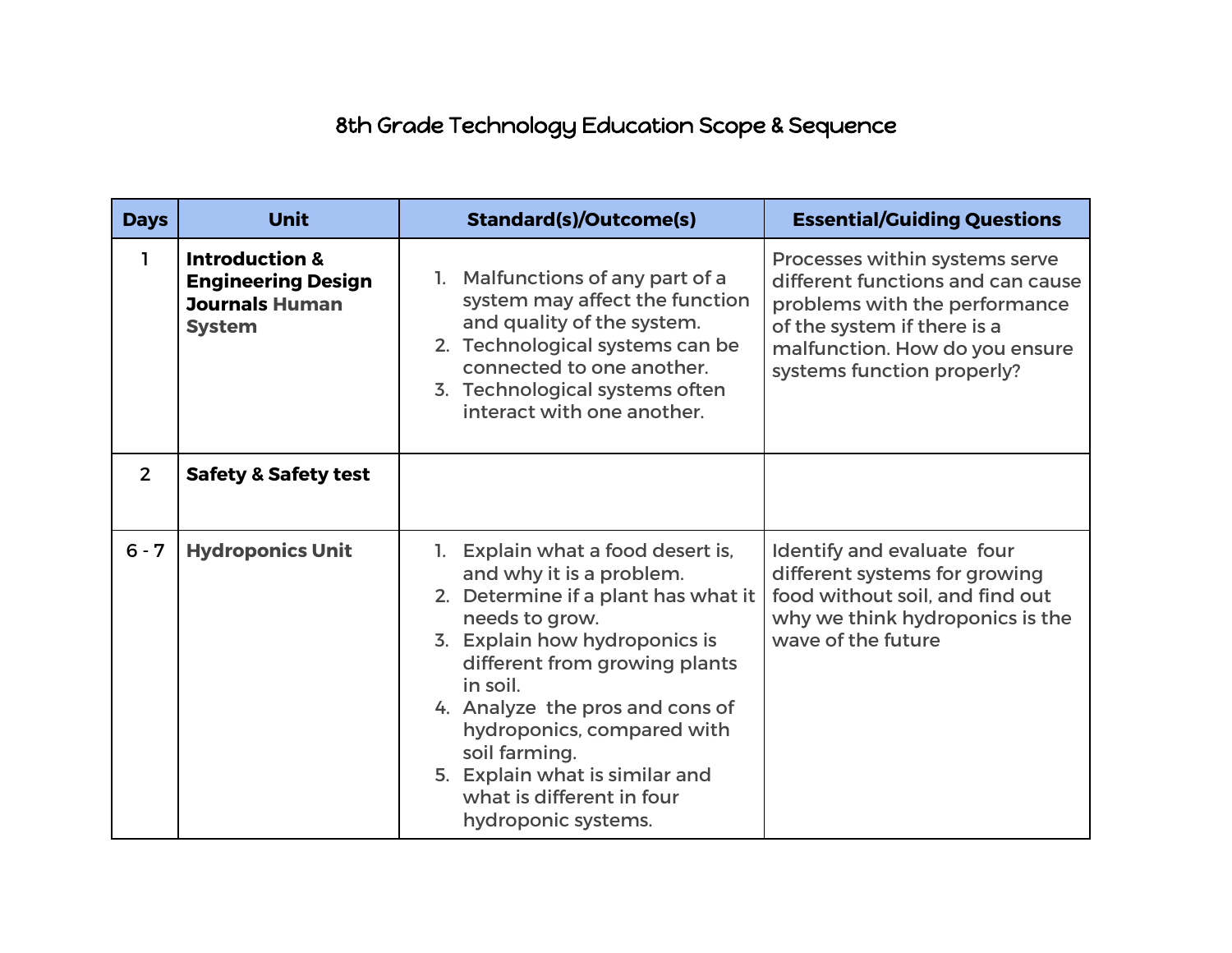# 8th Grade Technology Education Scope & Sequence

| Days | Unit | Standard(s)/Outcome(s) | Essential/Guiding Questions |
|---|---|---|---|
| 1 | **Introduction & Engineering Design Journals Human System** | 1. Malfunctions of any part of a system may affect the function and quality of the system.<br>2. Technological systems can be connected to one another.<br>3. Technological systems often interact with one another. | Processes within systems serve different functions and can cause problems with the performance of the system if there is a malfunction. How do you ensure systems function properly? |
| 2 | **Safety & Safety test** | | |
| 6 - 7 | **Hydroponics Unit** | 1. Explain what a food desert is, and why it is a problem.<br>2. Determine if a plant has what it needs to grow.<br>3. Explain how hydroponics is different from growing plants in soil.<br>4. Analyze the pros and cons of hydroponics, compared with soil farming.<br>5. Explain what is similar and what is different in four hydroponic systems. | Identify and evaluate four different systems for growing food without soil, and find out why we think hydroponics is the wave of the future |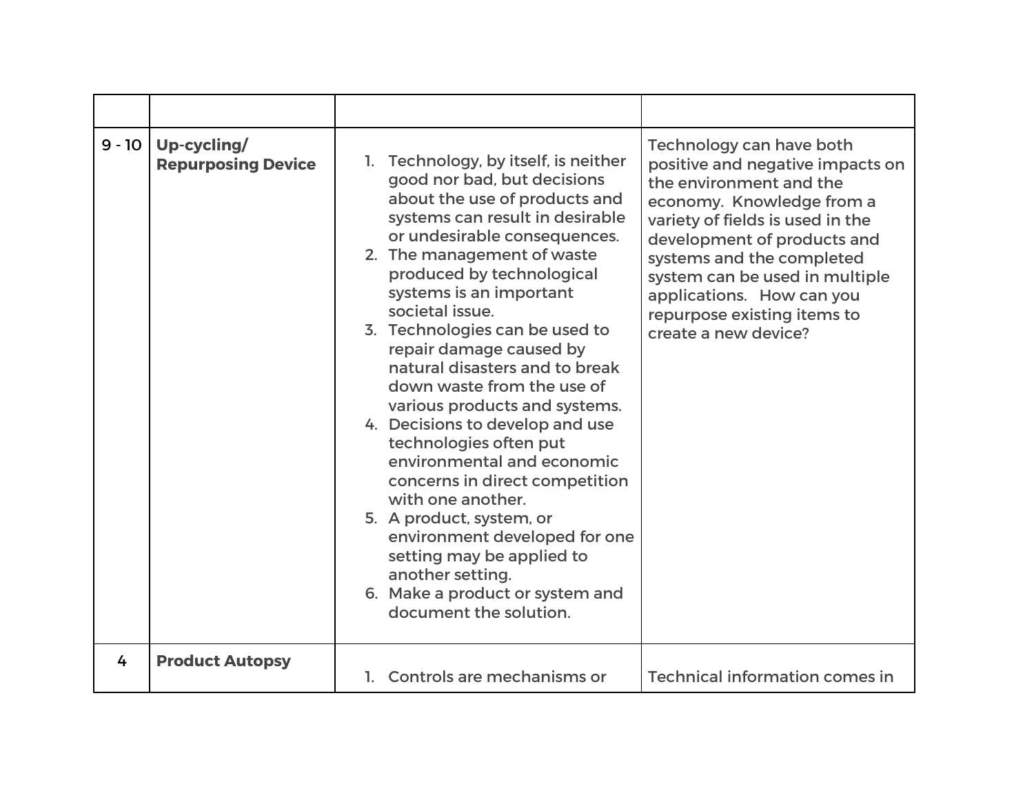| | | | |
|---|---|---|---|
| 9 - 10 | **Up-cycling/ Repurposing Device** | 1. Technology, by itself, is neither good nor bad, but decisions about the use of products and systems can result in desirable or undesirable consequences.<br>2. The management of waste produced by technological systems is an important societal issue.<br>3. Technologies can be used to repair damage caused by natural disasters and to break down waste from the use of various products and systems.<br>4. Decisions to develop and use technologies often put environmental and economic concerns in direct competition with one another.<br>5. A product, system, or environment developed for one setting may be applied to another setting.<br>6. Make a product or system and document the solution. | Technology can have both positive and negative impacts on the environment and the economy. Knowledge from a variety of fields is used in the development of products and systems and the completed system can be used in multiple applications. How can you repurpose existing items to create a new device? |
| 4 | **Product Autopsy** | 1. Controls are mechanisms or | Technical information comes in |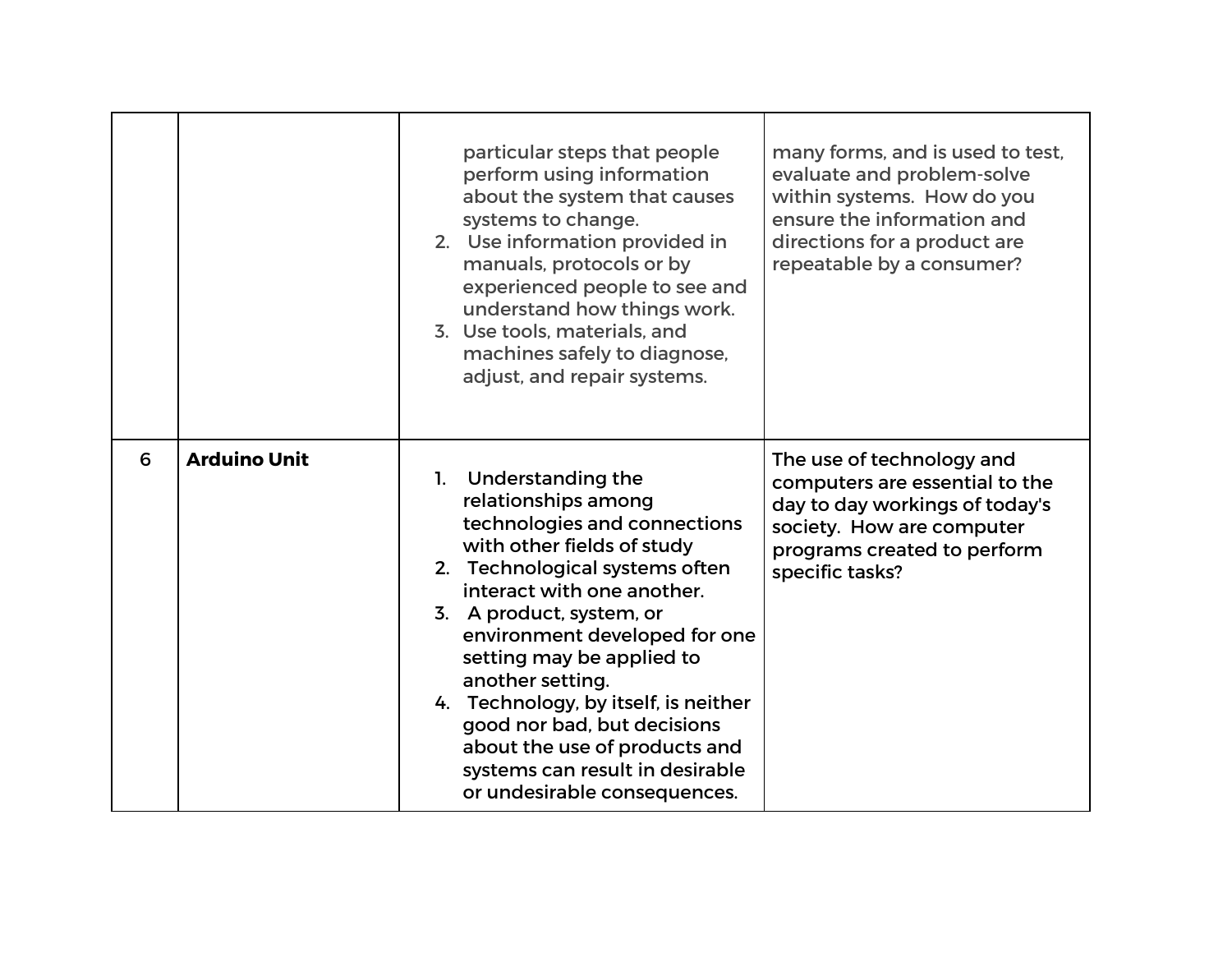| | | | |
|---|---|---|---|
| | | particular steps that people perform using information about the system that causes systems to change.<br>2. Use information provided in manuals, protocols or by experienced people to see and understand how things work.<br>3. Use tools, materials, and machines safely to diagnose, adjust, and repair systems. | many forms, and is used to test, evaluate and problem-solve within systems. How do you ensure the information and directions for a product are repeatable by a consumer? |
| 6 | **Arduino Unit** | 1. Understanding the relationships among technologies and connections with other fields of study<br>2. Technological systems often interact with one another.<br>3. A product, system, or environment developed for one setting may be applied to another setting.<br>4. Technology, by itself, is neither good nor bad, but decisions about the use of products and systems can result in desirable or undesirable consequences. | The use of technology and computers are essential to the day to day workings of today's society. How are computer programs created to perform specific tasks? |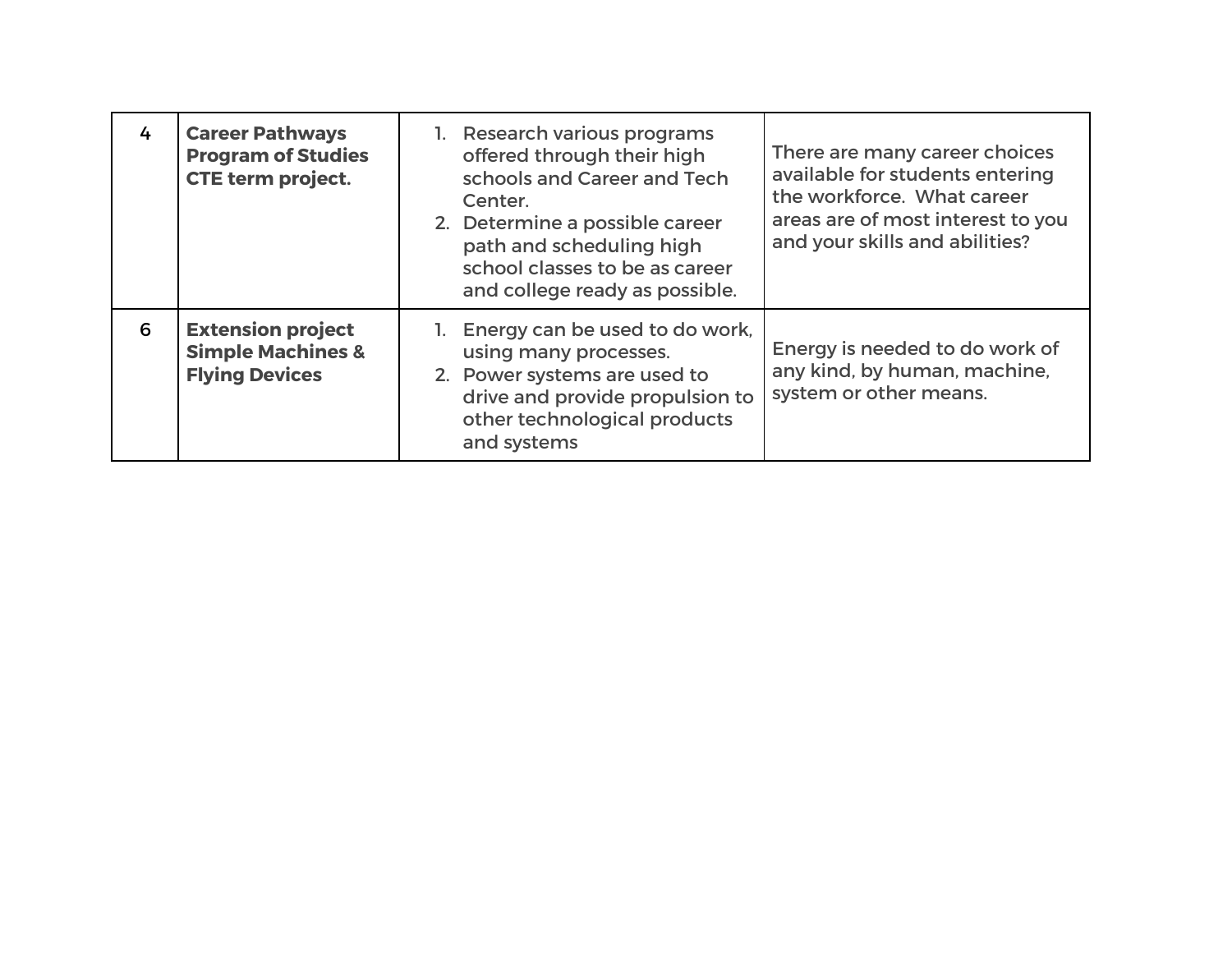| | | | |
|---|---|---|---|
| 4 | **Career Pathways Program of Studies CTE term project.** | 1. Research various programs offered through their high schools and Career and Tech Center.<br>2. Determine a possible career path and scheduling high school classes to be as career and college ready as possible. | There are many career choices available for students entering the workforce. What career areas are of most interest to you and your skills and abilities? |
| 6 | **Extension project Simple Machines & Flying Devices** | 1. Energy can be used to do work, using many processes.<br>2. Power systems are used to drive and provide propulsion to other technological products and systems | Energy is needed to do work of any kind, by human, machine, system or other means. |